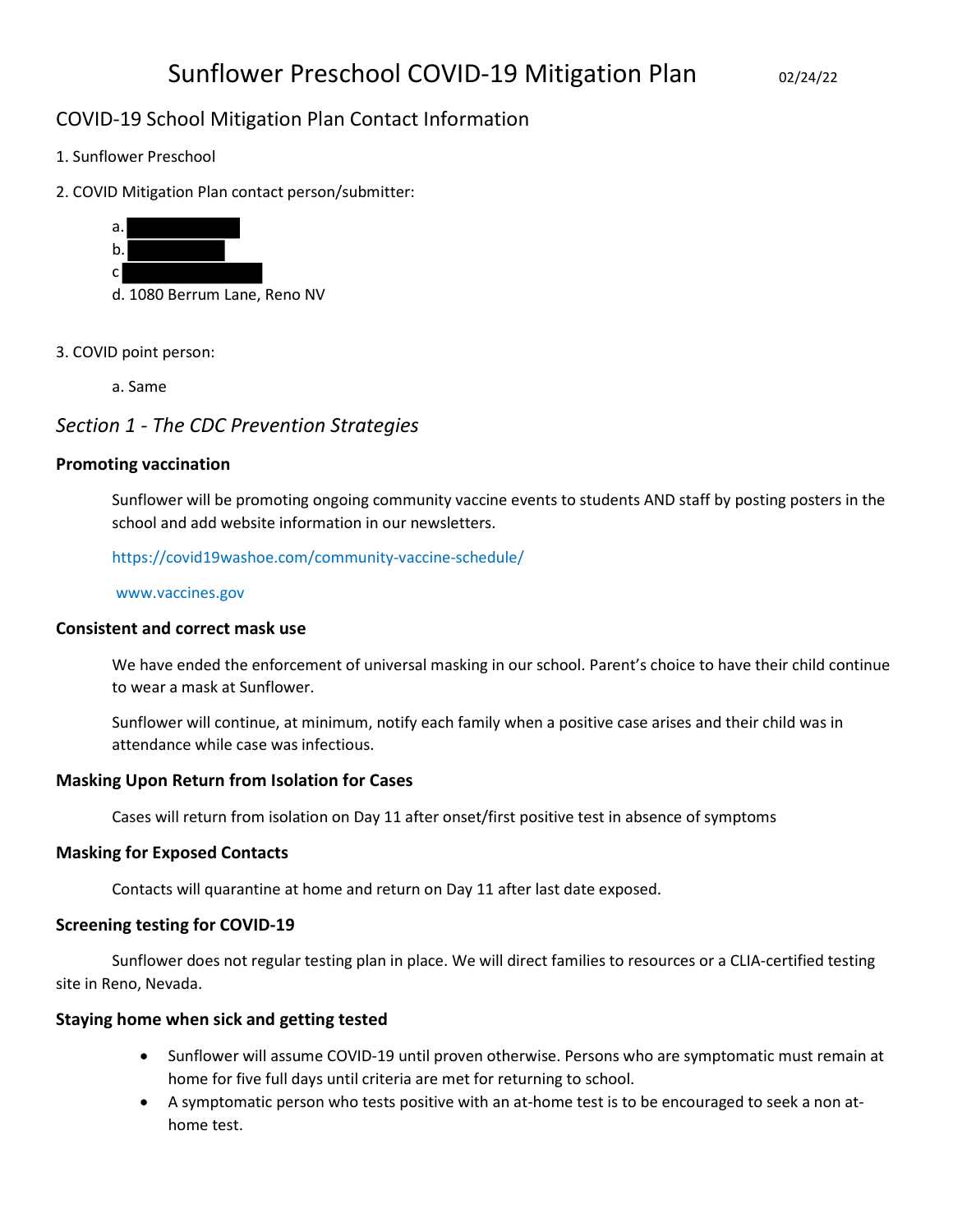# Sunflower Preschool COVID-19 Mitigation Plan

02/24/22

## COVID-19 School Mitigation Plan Contact Information

1. Sunflower Preschool

2. COVID Mitigation Plan contact person/submitter:

    a. 
    b. 
    c 
    d. 1080 Berrum Lane, Reno NV

3. COVID point person:

    a. Same

## *Section 1 - The CDC Prevention Strategies*

### Promoting vaccination

Sunflower will be promoting ongoing community vaccine events to students AND staff by posting posters in the school and add website information in our newsletters.

https://covid19washoe.com/community-vaccine-schedule/

www.vaccines.gov

### Consistent and correct mask use

We have ended the enforcement of universal masking in our school. Parent's choice to have their child continue to wear a mask at Sunflower.

Sunflower will continue, at minimum, notify each family when a positive case arises and their child was in attendance while case was infectious.

### Masking Upon Return from Isolation for Cases

Cases will return from isolation on Day 11 after onset/first positive test in absence of symptoms

### Masking for Exposed Contacts

Contacts will quarantine at home and return on Day 11 after last date exposed.

### Screening testing for COVID-19

Sunflower does not regular testing plan in place. We will direct families to resources or a CLIA-certified testing site in Reno, Nevada.

### Staying home when sick and getting tested

- Sunflower will assume COVID-19 until proven otherwise. Persons who are symptomatic must remain at home for five full days until criteria are met for returning to school.
- A symptomatic person who tests positive with an at-home test is to be encouraged to seek a non at-home test.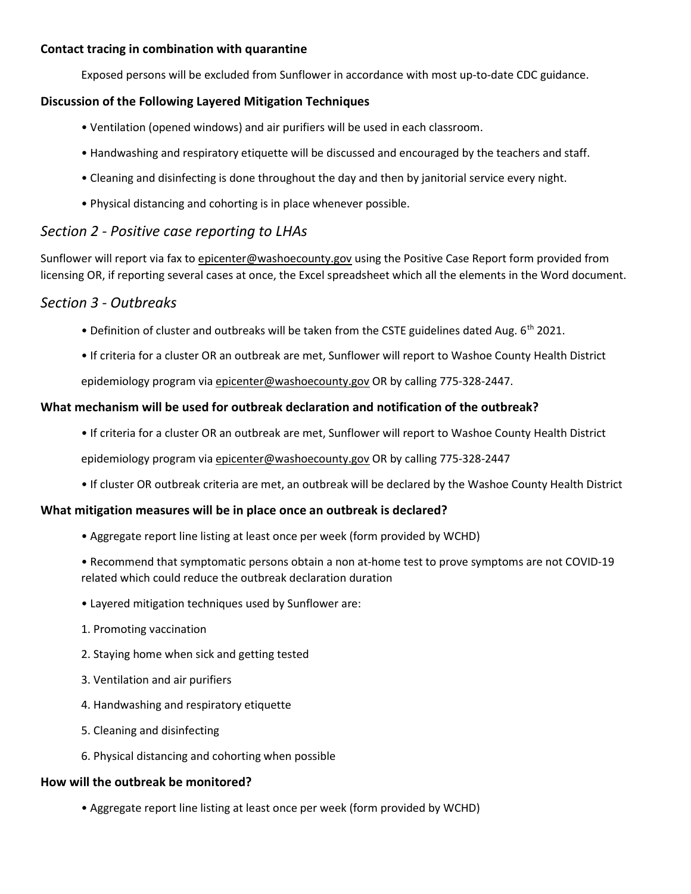**Contact tracing in combination with quarantine**

Exposed persons will be excluded from Sunflower in accordance with most up-to-date CDC guidance.

**Discussion of the Following Layered Mitigation Techniques**

- Ventilation (opened windows) and air purifiers will be used in each classroom.
- Handwashing and respiratory etiquette will be discussed and encouraged by the teachers and staff.
- Cleaning and disinfecting is done throughout the day and then by janitorial service every night.
- Physical distancing and cohorting is in place whenever possible.

## *Section 2 - Positive case reporting to LHAs*

Sunflower will report via fax to epicenter@washoecounty.gov using the Positive Case Report form provided from licensing OR, if reporting several cases at once, the Excel spreadsheet which all the elements in the Word document.

## *Section 3 - Outbreaks*

- Definition of cluster and outbreaks will be taken from the CSTE guidelines dated Aug. 6th 2021.
- If criteria for a cluster OR an outbreak are met, Sunflower will report to Washoe County Health District epidemiology program via epicenter@washoecounty.gov OR by calling 775-328-2447.

**What mechanism will be used for outbreak declaration and notification of the outbreak?**

- If criteria for a cluster OR an outbreak are met, Sunflower will report to Washoe County Health District epidemiology program via epicenter@washoecounty.gov OR by calling 775-328-2447
- If cluster OR outbreak criteria are met, an outbreak will be declared by the Washoe County Health District

**What mitigation measures will be in place once an outbreak is declared?**

- Aggregate report line listing at least once per week (form provided by WCHD)
- Recommend that symptomatic persons obtain a non at-home test to prove symptoms are not COVID-19 related which could reduce the outbreak declaration duration
- Layered mitigation techniques used by Sunflower are:

1. Promoting vaccination
2. Staying home when sick and getting tested
3. Ventilation and air purifiers
4. Handwashing and respiratory etiquette
5. Cleaning and disinfecting
6. Physical distancing and cohorting when possible

**How will the outbreak be monitored?**

- Aggregate report line listing at least once per week (form provided by WCHD)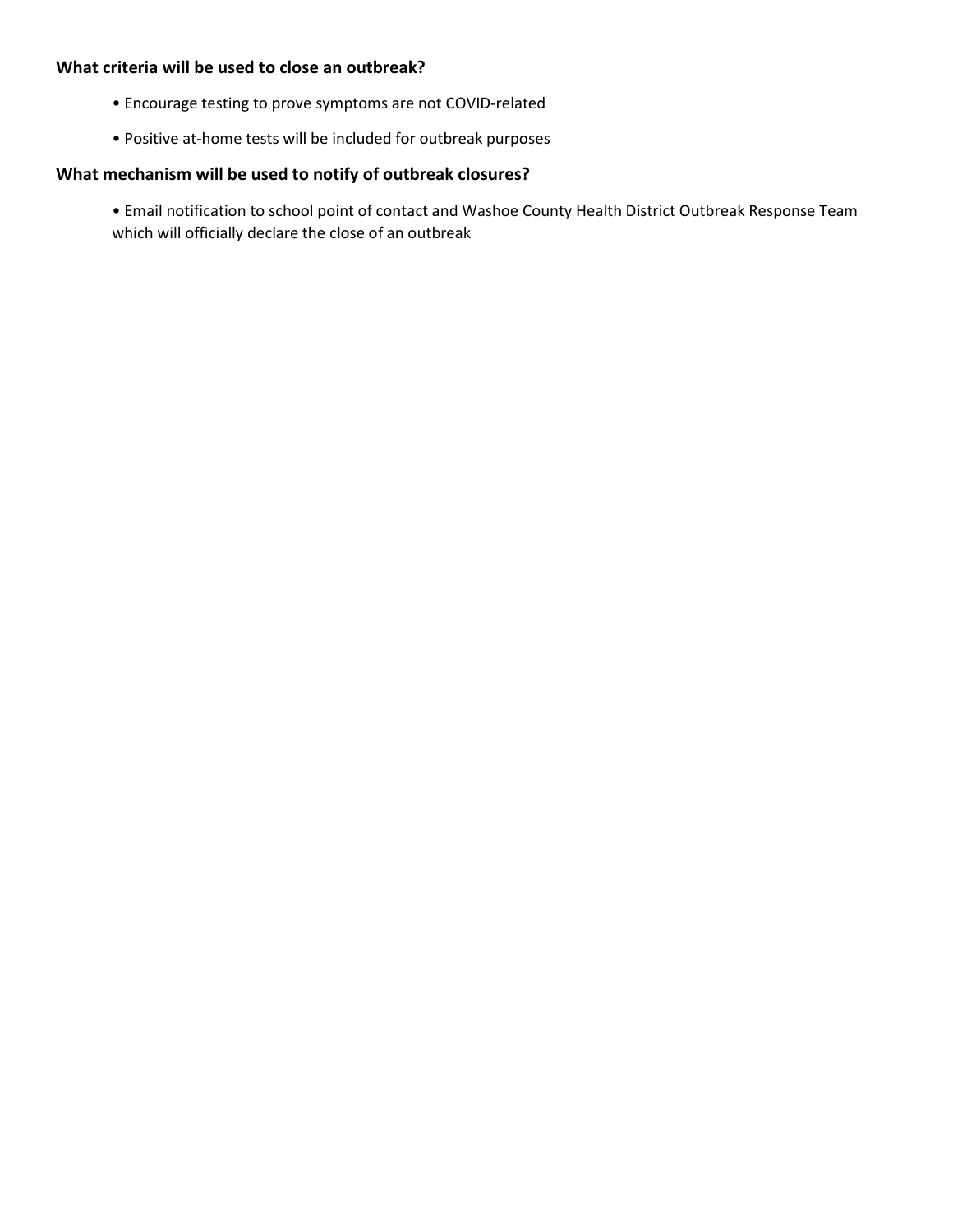### What criteria will be used to close an outbreak?

- Encourage testing to prove symptoms are not COVID-related
- Positive at-home tests will be included for outbreak purposes

### What mechanism will be used to notify of outbreak closures?

- Email notification to school point of contact and Washoe County Health District Outbreak Response Team which will officially declare the close of an outbreak